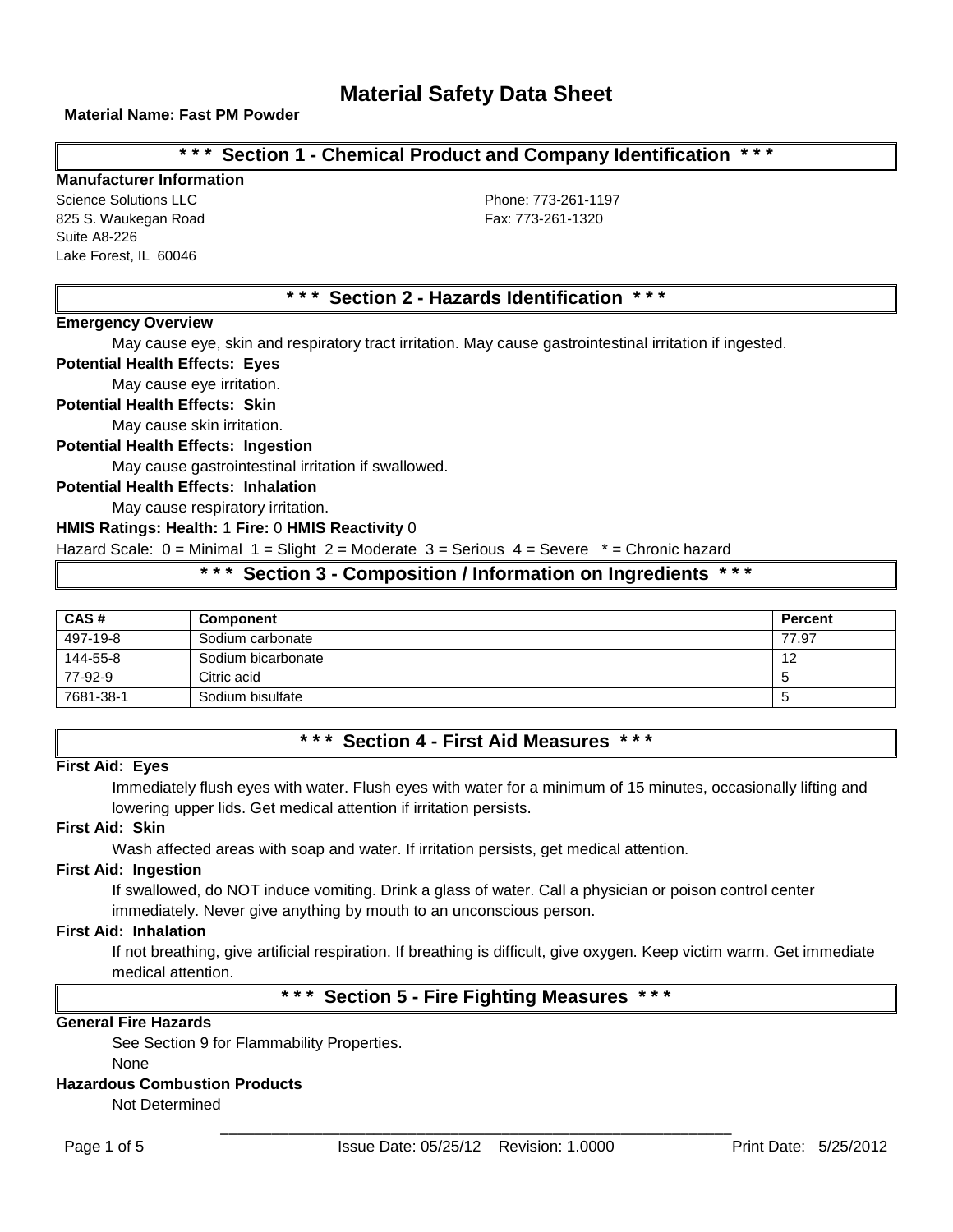# Material Safety Data Sheet

**Material Name: Fast PM Powder**

## * * * Section 1 - Chemical Product and Company Identification * * *

**Manufacturer Information**

Science Solutions LLC
825 S. Waukegan Road
Suite A8-226
Lake Forest, IL 60046

Phone: 773-261-1197
Fax: 773-261-1320

## * * * Section 2 - Hazards Identification * * *

**Emergency Overview**

May cause eye, skin and respiratory tract irritation. May cause gastrointestinal irritation if ingested.

**Potential Health Effects: Eyes**

May cause eye irritation.

**Potential Health Effects: Skin**

May cause skin irritation.

**Potential Health Effects: Ingestion**

May cause gastrointestinal irritation if swallowed.

**Potential Health Effects: Inhalation**

May cause respiratory irritation.

**HMIS Ratings: Health:** 1 **Fire:** 0 **HMIS Reactivity** 0

Hazard Scale: 0 = Minimal 1 = Slight 2 = Moderate 3 = Serious 4 = Severe * = Chronic hazard

## * * * Section 3 - Composition / Information on Ingredients * * *

| CAS # | Component | Percent |
|---|---|---|
| 497-19-8 | Sodium carbonate | 77.97 |
| 144-55-8 | Sodium bicarbonate | 12 |
| 77-92-9 | Citric acid | 5 |
| 7681-38-1 | Sodium bisulfate | 5 |

## * * * Section 4 - First Aid Measures * * *

**First Aid: Eyes**

Immediately flush eyes with water. Flush eyes with water for a minimum of 15 minutes, occasionally lifting and lowering upper lids. Get medical attention if irritation persists.

**First Aid: Skin**

Wash affected areas with soap and water. If irritation persists, get medical attention.

**First Aid: Ingestion**

If swallowed, do NOT induce vomiting. Drink a glass of water. Call a physician or poison control center immediately. Never give anything by mouth to an unconscious person.

**First Aid: Inhalation**

If not breathing, give artificial respiration. If breathing is difficult, give oxygen. Keep victim warm. Get immediate medical attention.

## * * * Section 5 - Fire Fighting Measures * * *

**General Fire Hazards**

See Section 9 for Flammability Properties.

None

**Hazardous Combustion Products**

Not Determined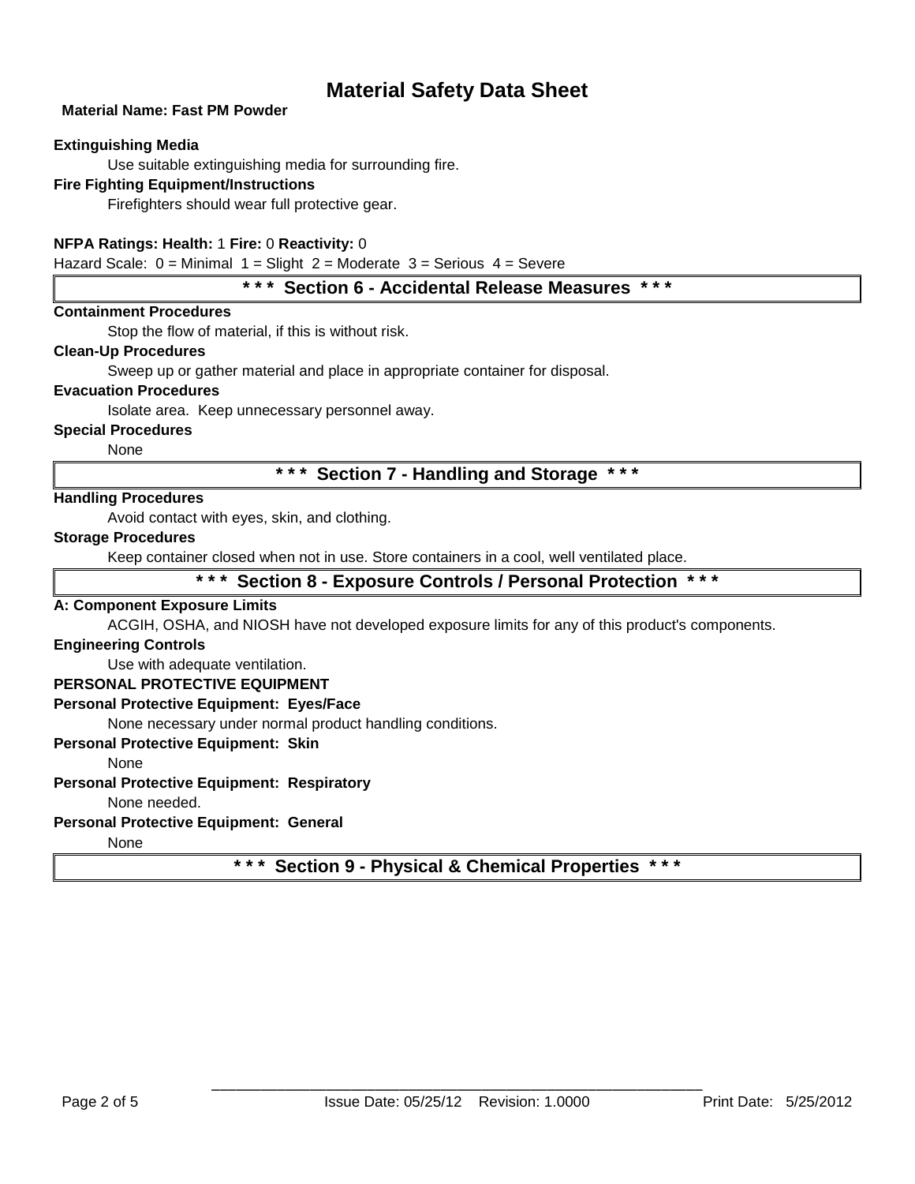# Material Safety Data Sheet

**Material Name: Fast PM Powder**

**Extinguishing Media**

Use suitable extinguishing media for surrounding fire.

**Fire Fighting Equipment/Instructions**

Firefighters should wear full protective gear.

**NFPA Ratings: Health:** 1 **Fire:** 0 **Reactivity:** 0

Hazard Scale: 0 = Minimal 1 = Slight 2 = Moderate 3 = Serious 4 = Severe

## * * * Section 6 - Accidental Release Measures * * *

**Containment Procedures**

Stop the flow of material, if this is without risk.

**Clean-Up Procedures**

Sweep up or gather material and place in appropriate container for disposal.

**Evacuation Procedures**

Isolate area. Keep unnecessary personnel away.

**Special Procedures**

None

## * * * Section 7 - Handling and Storage * * *

**Handling Procedures**

Avoid contact with eyes, skin, and clothing.

**Storage Procedures**

Keep container closed when not in use. Store containers in a cool, well ventilated place.

## * * * Section 8 - Exposure Controls / Personal Protection * * *

**A: Component Exposure Limits**

ACGIH, OSHA, and NIOSH have not developed exposure limits for any of this product's components.

**Engineering Controls**

Use with adequate ventilation.

**PERSONAL PROTECTIVE EQUIPMENT**

**Personal Protective Equipment: Eyes/Face**

None necessary under normal product handling conditions.

**Personal Protective Equipment: Skin**

None

**Personal Protective Equipment: Respiratory**

None needed.

**Personal Protective Equipment: General**

None

## * * * Section 9 - Physical & Chemical Properties * * *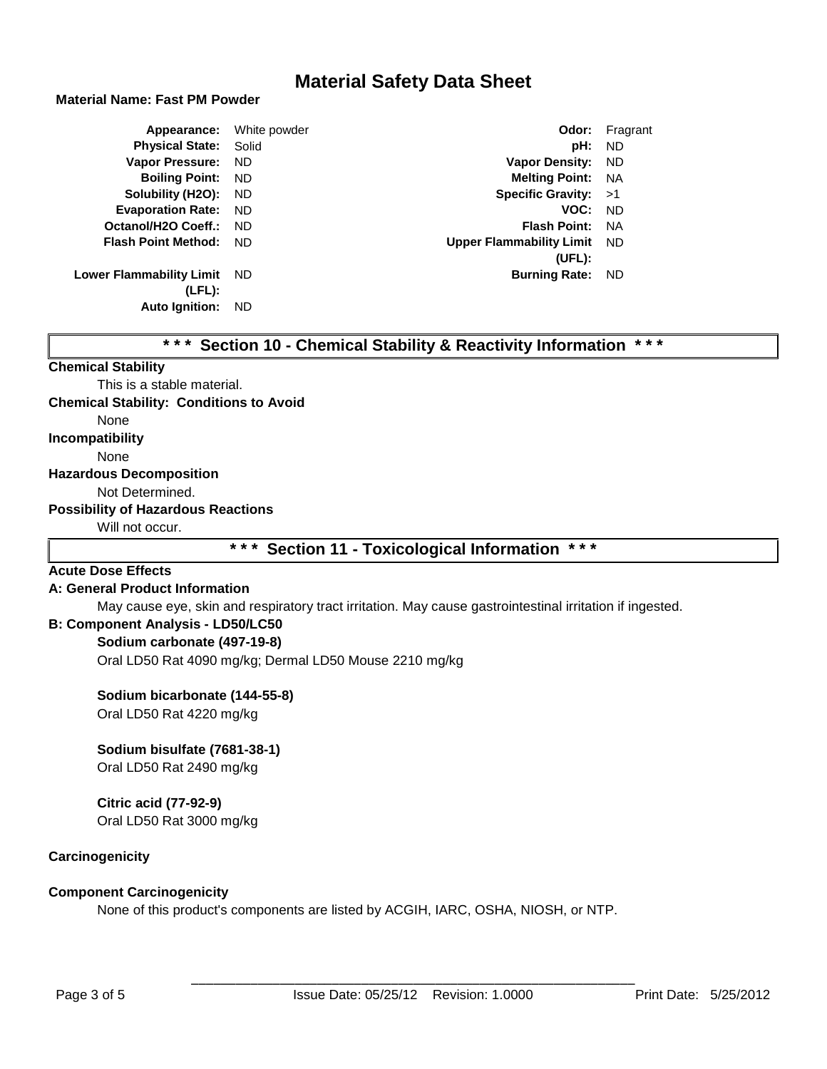# Material Safety Data Sheet

**Material Name: Fast PM Powder**

| Property | Value | Property | Value |
|---|---|---|---|
| **Appearance:** | White powder | **Odor:** | Fragrant |
| **Physical State:** | Solid | **pH:** | ND |
| **Vapor Pressure:** | ND | **Vapor Density:** | ND |
| **Boiling Point:** | ND | **Melting Point:** | NA |
| **Solubility (H2O):** | ND | **Specific Gravity:** | >1 |
| **Evaporation Rate:** | ND | **VOC:** | ND |
| **Octanol/H2O Coeff.:** | ND | **Flash Point:** | NA |
| **Flash Point Method:** | ND | **Upper Flammability Limit (UFL):** | ND |
| **Lower Flammability Limit (LFL):** | ND | **Burning Rate:** | ND |
| **Auto Ignition:** | ND | | |

## * * * Section 10 - Chemical Stability & Reactivity Information * * *

**Chemical Stability**

This is a stable material.

**Chemical Stability: Conditions to Avoid**

None

**Incompatibility**

None

**Hazardous Decomposition**

Not Determined.

**Possibility of Hazardous Reactions**

Will not occur.

## * * * Section 11 - Toxicological Information * * *

**Acute Dose Effects**

**A: General Product Information**

May cause eye, skin and respiratory tract irritation. May cause gastrointestinal irritation if ingested.

**B: Component Analysis - LD50/LC50**

**Sodium carbonate (497-19-8)**

Oral LD50 Rat 4090 mg/kg; Dermal LD50 Mouse 2210 mg/kg

**Sodium bicarbonate (144-55-8)**

Oral LD50 Rat 4220 mg/kg

**Sodium bisulfate (7681-38-1)**

Oral LD50 Rat 2490 mg/kg

**Citric acid (77-92-9)**

Oral LD50 Rat 3000 mg/kg

**Carcinogenicity**

**Component Carcinogenicity**

None of this product's components are listed by ACGIH, IARC, OSHA, NIOSH, or NTP.

Issue Date: 05/25/12 Revision: 1.0000 Print Date: 5/25/2012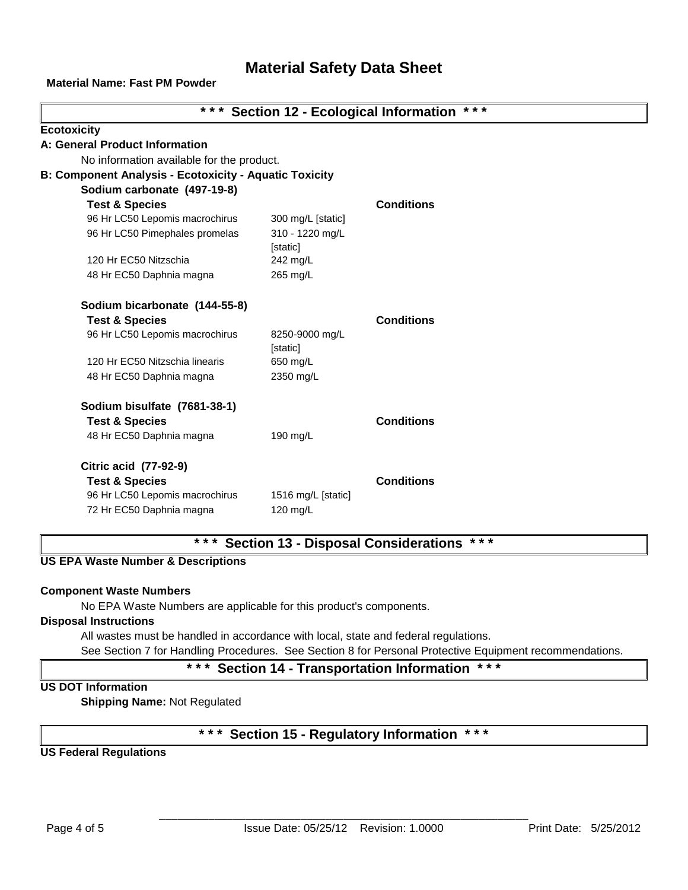# Material Safety Data Sheet

**Material Name: Fast PM Powder**

## \*\*\* Section 12 - Ecological Information \*\*\*

**Ecotoxicity**

**A: General Product Information**

No information available for the product.

**B: Component Analysis - Ecotoxicity - Aquatic Toxicity**

**Sodium carbonate (497-19-8)**

| Test & Species | | Conditions |
|---|---|---|
| 96 Hr LC50 Lepomis macrochirus | 300 mg/L [static] | |
| 96 Hr LC50 Pimephales promelas | 310 - 1220 mg/L [static] | |
| 120 Hr EC50 Nitzschia | 242 mg/L | |
| 48 Hr EC50 Daphnia magna | 265 mg/L | |

**Sodium bicarbonate (144-55-8)**

| Test & Species | | Conditions |
|---|---|---|
| 96 Hr LC50 Lepomis macrochirus | 8250-9000 mg/L [static] | |
| 120 Hr EC50 Nitzschia linearis | 650 mg/L | |
| 48 Hr EC50 Daphnia magna | 2350 mg/L | |

**Sodium bisulfate (7681-38-1)**

| Test & Species | | Conditions |
|---|---|---|
| 48 Hr EC50 Daphnia magna | 190 mg/L | |

**Citric acid (77-92-9)**

| Test & Species | | Conditions |
|---|---|---|
| 96 Hr LC50 Lepomis macrochirus | 1516 mg/L [static] | |
| 72 Hr EC50 Daphnia magna | 120 mg/L | |

## \*\*\* Section 13 - Disposal Considerations \*\*\*

**US EPA Waste Number & Descriptions**

**Component Waste Numbers**

No EPA Waste Numbers are applicable for this product's components.

**Disposal Instructions**

All wastes must be handled in accordance with local, state and federal regulations.

See Section 7 for Handling Procedures. See Section 8 for Personal Protective Equipment recommendations.

## \*\*\* Section 14 - Transportation Information \*\*\*

**US DOT Information**

**Shipping Name:** Not Regulated

## \*\*\* Section 15 - Regulatory Information \*\*\*

**US Federal Regulations**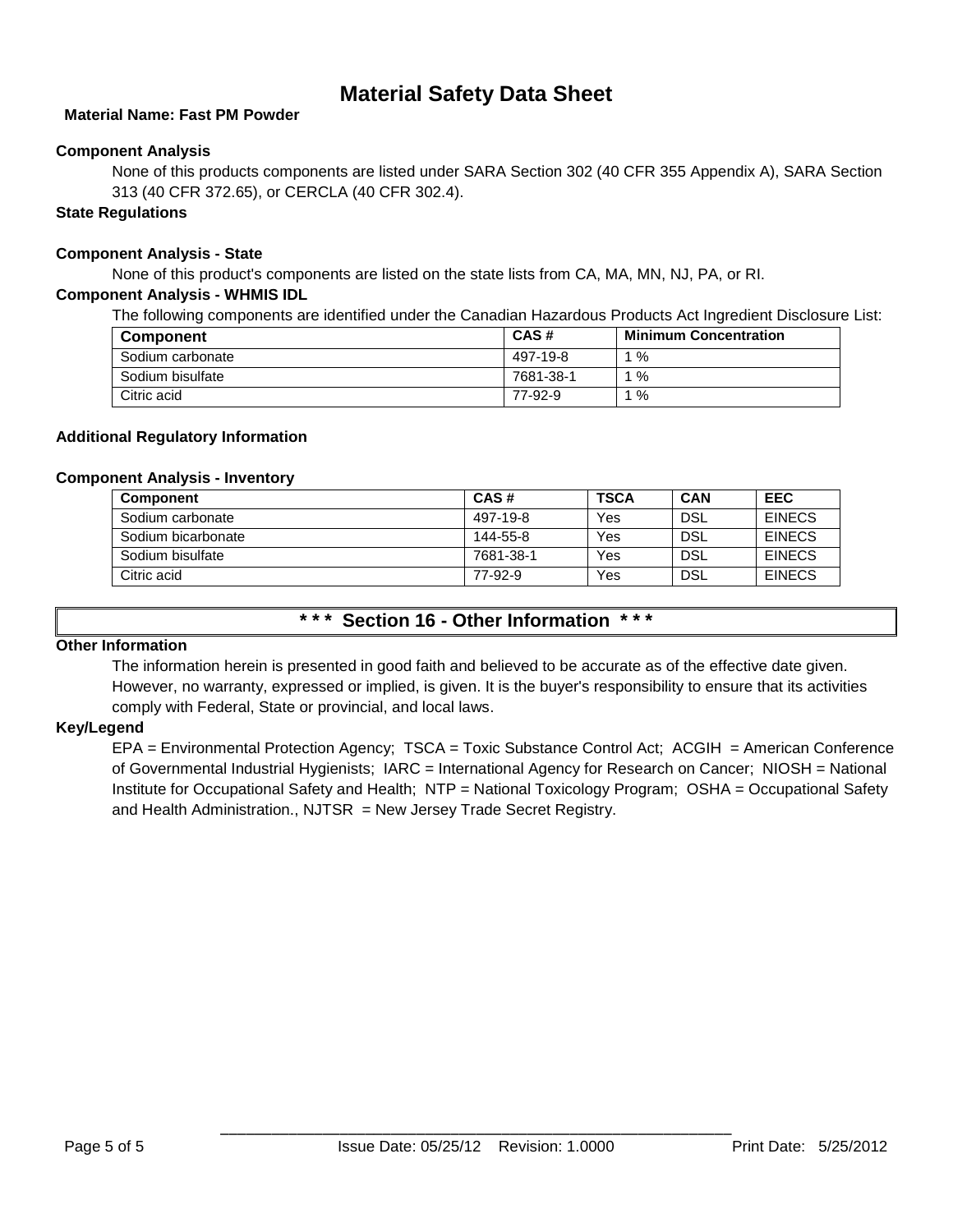# Material Safety Data Sheet

**Material Name: Fast PM Powder**

### Component Analysis

None of this products components are listed under SARA Section 302 (40 CFR 355 Appendix A), SARA Section 313 (40 CFR 372.65), or CERCLA (40 CFR 302.4).

### State Regulations

### Component Analysis - State

None of this product's components are listed on the state lists from CA, MA, MN, NJ, PA, or RI.

### Component Analysis - WHMIS IDL

The following components are identified under the Canadian Hazardous Products Act Ingredient Disclosure List:

| Component | CAS # | Minimum Concentration |
|---|---|---|
| Sodium carbonate | 497-19-8 | 1 % |
| Sodium bisulfate | 7681-38-1 | 1 % |
| Citric acid | 77-92-9 | 1 % |

### Additional Regulatory Information

### Component Analysis - Inventory

| Component | CAS # | TSCA | CAN | EEC |
|---|---|---|---|---|
| Sodium carbonate | 497-19-8 | Yes | DSL | EINECS |
| Sodium bicarbonate | 144-55-8 | Yes | DSL | EINECS |
| Sodium bisulfate | 7681-38-1 | Yes | DSL | EINECS |
| Citric acid | 77-92-9 | Yes | DSL | EINECS |

## * * * Section 16 - Other Information * * *

### Other Information

The information herein is presented in good faith and believed to be accurate as of the effective date given. However, no warranty, expressed or implied, is given. It is the buyer's responsibility to ensure that its activities comply with Federal, State or provincial, and local laws.

### Key/Legend

EPA = Environmental Protection Agency; TSCA = Toxic Substance Control Act; ACGIH = American Conference of Governmental Industrial Hygienists; IARC = International Agency for Research on Cancer; NIOSH = National Institute for Occupational Safety and Health; NTP = National Toxicology Program; OSHA = Occupational Safety and Health Administration., NJTSR = New Jersey Trade Secret Registry.